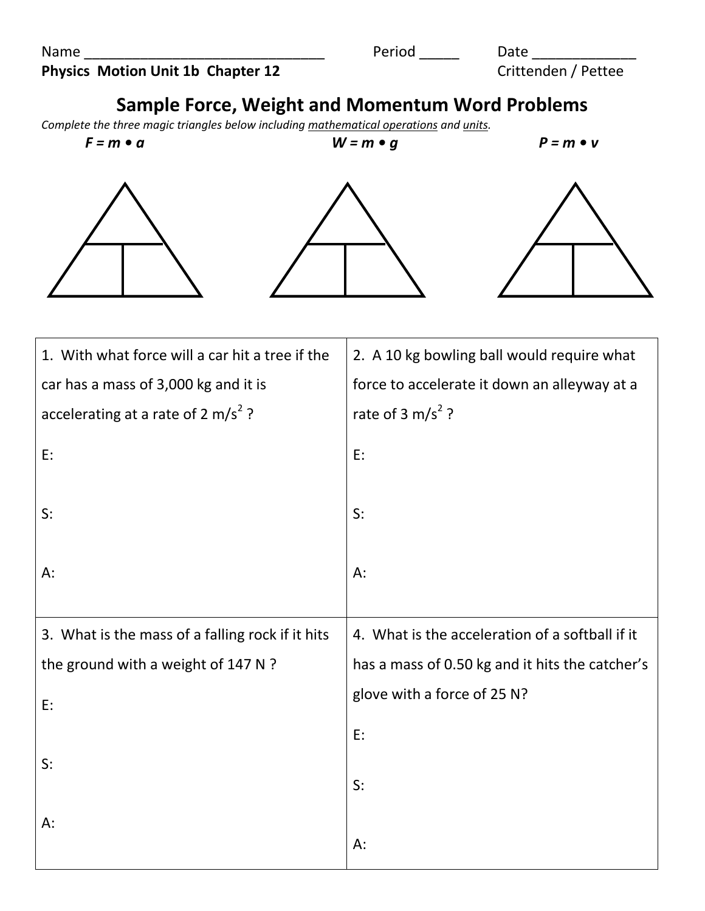Name _______________________________ Period _____ Date _____________

**Physics Motion Unit 1b Chapter 12** Crittenden / Pettee

# Sample Force, Weight and Momentum Word Problems

*Complete the three magic triangles below including* *mathematical operations* *and* *units.*

***F = m • a*** ***W = m • g*** ***P = m • v***

| | |
|---|---|
| 1. With what force will a car hit a tree if the car has a mass of 3,000 kg and it is accelerating at a rate of 2 $m/s^2$ ?<br><br>E:<br><br>S:<br><br>A: | 2. A 10 kg bowling ball would require what force to accelerate it down an alleyway at a rate of 3 $m/s^2$ ?<br><br>E:<br><br>S:<br><br>A: |
| 3. What is the mass of a falling rock if it hits the ground with a weight of 147 N ?<br><br>E:<br><br>S:<br><br>A: | 4. What is the acceleration of a softball if it has a mass of 0.50 kg and it hits the catcher's glove with a force of 25 N?<br><br>E:<br><br>S:<br><br>A: |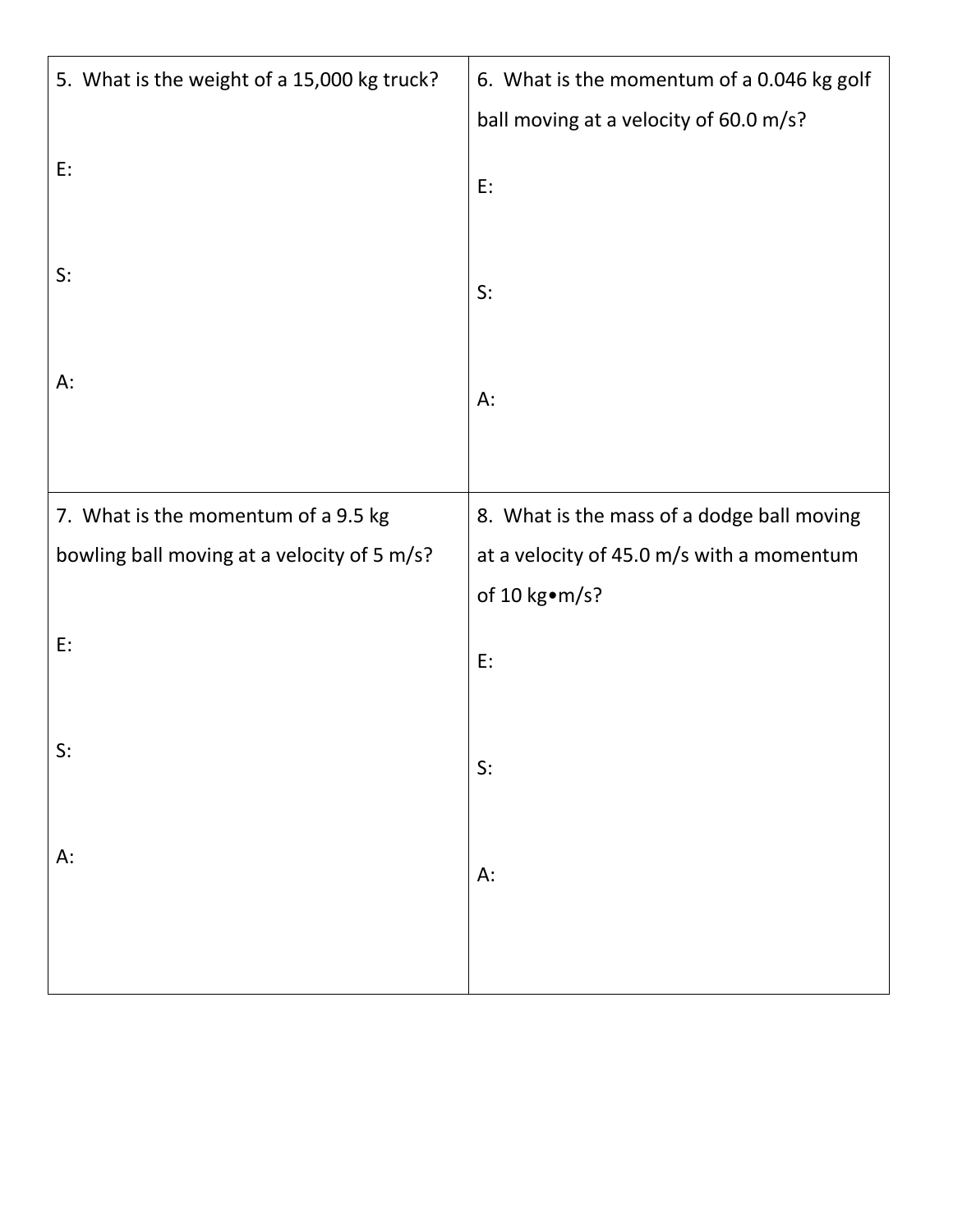| | |
|---|---|
| 5. What is the weight of a 15,000 kg truck?<br><br>E:<br><br>S:<br><br>A: | 6. What is the momentum of a 0.046 kg golf ball moving at a velocity of 60.0 m/s?<br><br>E:<br><br>S:<br><br>A: |
| 7. What is the momentum of a 9.5 kg bowling ball moving at a velocity of 5 m/s?<br><br>E:<br><br>S:<br><br>A: | 8. What is the mass of a dodge ball moving at a velocity of 45.0 m/s with a momentum of 10 kg•m/s?<br><br>E:<br><br>S:<br><br>A: |